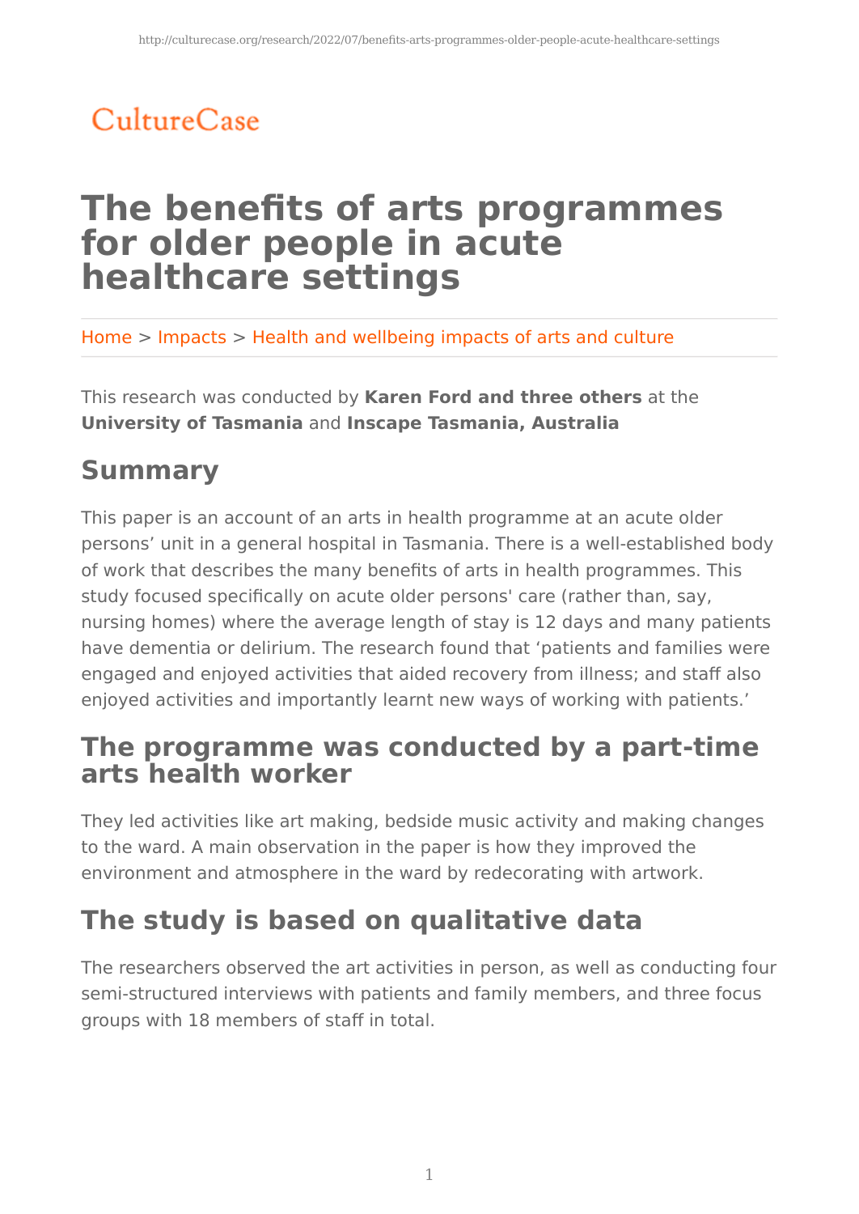CultureCase

# The benefits of arts programmes for older people in acute healthcare settings

Home > Impacts > Health and wellbeing impacts of arts and culture

This research was conducted by **Karen Ford and three others** at the **University of Tasmania** and **Inscape Tasmania, Australia**

## Summary

This paper is an account of an arts in health programme at an acute older persons' unit in a general hospital in Tasmania. There is a well-established body of work that describes the many benefits of arts in health programmes. This study focused specifically on acute older persons' care (rather than, say, nursing homes) where the average length of stay is 12 days and many patients have dementia or delirium. The research found that 'patients and families were engaged and enjoyed activities that aided recovery from illness; and staff also enjoyed activities and importantly learnt new ways of working with patients.'

## The programme was conducted by a part-time arts health worker

They led activities like art making, bedside music activity and making changes to the ward. A main observation in the paper is how they improved the environment and atmosphere in the ward by redecorating with artwork.

## The study is based on qualitative data

The researchers observed the art activities in person, as well as conducting four semi-structured interviews with patients and family members, and three focus groups with 18 members of staff in total.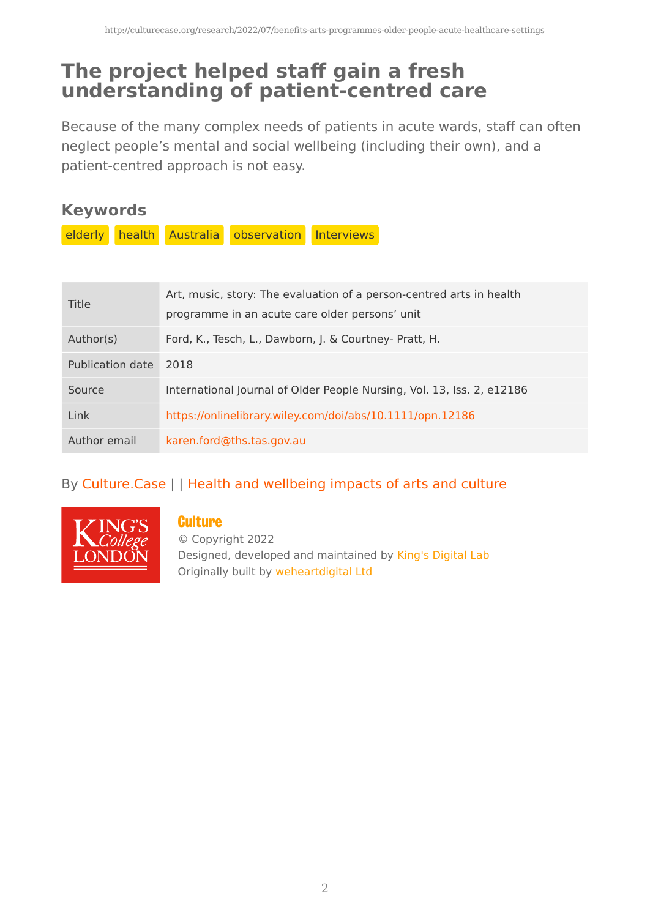# The project helped staff gain a fresh understanding of patient-centred care

Because of the many complex needs of patients in acute wards, staff can often neglect people's mental and social wellbeing (including their own), and a patient-centred approach is not easy.

## Keywords

elderly health Australia observation Interviews

| | |
|---|---|
| Title | Art, music, story: The evaluation of a person-centred arts in health programme in an acute care older persons' unit |
| Author(s) | Ford, K., Tesch, L., Dawborn, J. & Courtney- Pratt, H. |
| Publication date | 2018 |
| Source | International Journal of Older People Nursing, Vol. 13, Iss. 2, e12186 |
| Link | https://onlinelibrary.wiley.com/doi/abs/10.1111/opn.12186 |
| Author email | karen.ford@ths.tas.gov.au |

By Culture.Case | | Health and wellbeing impacts of arts and culture

KING'S College LONDON

**Culture**

© Copyright 2022

Designed, developed and maintained by King's Digital Lab

Originally built by weheartdigital Ltd